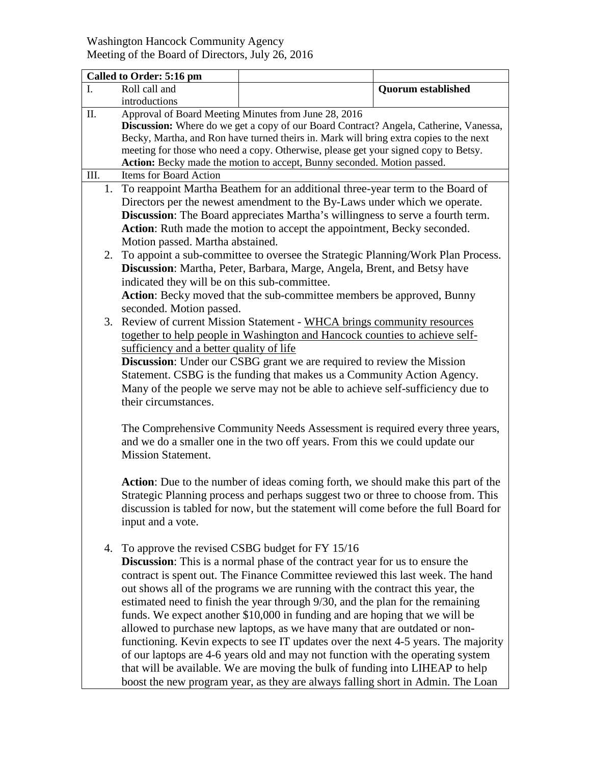Washington Hancock Community Agency
Meeting of the Board of Directors, July 26, 2016

| **Called to Order: 5:16 pm** | | | |
|---|---|---|---|
| I. | Roll call and introductions | | **Quorum established** |

**II. Approval of Board Meeting Minutes from June 28, 2016**

**Discussion:** Where do we get a copy of our Board Contract? Angela, Catherine, Vanessa, Becky, Martha, and Ron have turned theirs in. Mark will bring extra copies to the next meeting for those who need a copy. Otherwise, please get your signed copy to Betsy.

**Action:** Becky made the motion to accept, Bunny seconded. Motion passed.

**III. Items for Board Action**

1. To reappoint Martha Beathem for an additional three-year term to the Board of Directors per the newest amendment to the By-Laws under which we operate.
   **Discussion**: The Board appreciates Martha's willingness to serve a fourth term.
   **Action**: Ruth made the motion to accept the appointment, Becky seconded. Motion passed. Martha abstained.

2. To appoint a sub-committee to oversee the Strategic Planning/Work Plan Process.
   **Discussion**: Martha, Peter, Barbara, Marge, Angela, Brent, and Betsy have indicated they will be on this sub-committee.
   **Action**: Becky moved that the sub-committee members be approved, Bunny seconded. Motion passed.

3. Review of current Mission Statement - <u>WHCA brings community resources together to help people in Washington and Hancock counties to achieve self-sufficiency and a better quality of life</u>
   **Discussion**: Under our CSBG grant we are required to review the Mission Statement. CSBG is the funding that makes us a Community Action Agency. Many of the people we serve may not be able to achieve self-sufficiency due to their circumstances.

   The Comprehensive Community Needs Assessment is required every three years, and we do a smaller one in the two off years. From this we could update our Mission Statement.

   **Action**: Due to the number of ideas coming forth, we should make this part of the Strategic Planning process and perhaps suggest two or three to choose from. This discussion is tabled for now, but the statement will come before the full Board for input and a vote.

4. To approve the revised CSBG budget for FY 15/16
   **Discussion**: This is a normal phase of the contract year for us to ensure the contract is spent out. The Finance Committee reviewed this last week. The hand out shows all of the programs we are running with the contract this year, the estimated need to finish the year through 9/30, and the plan for the remaining funds. We expect another $10,000 in funding and are hoping that we will be allowed to purchase new laptops, as we have many that are outdated or non-functioning. Kevin expects to see IT updates over the next 4-5 years. The majority of our laptops are 4-6 years old and may not function with the operating system that will be available. We are moving the bulk of funding into LIHEAP to help boost the new program year, as they are always falling short in Admin. The Loan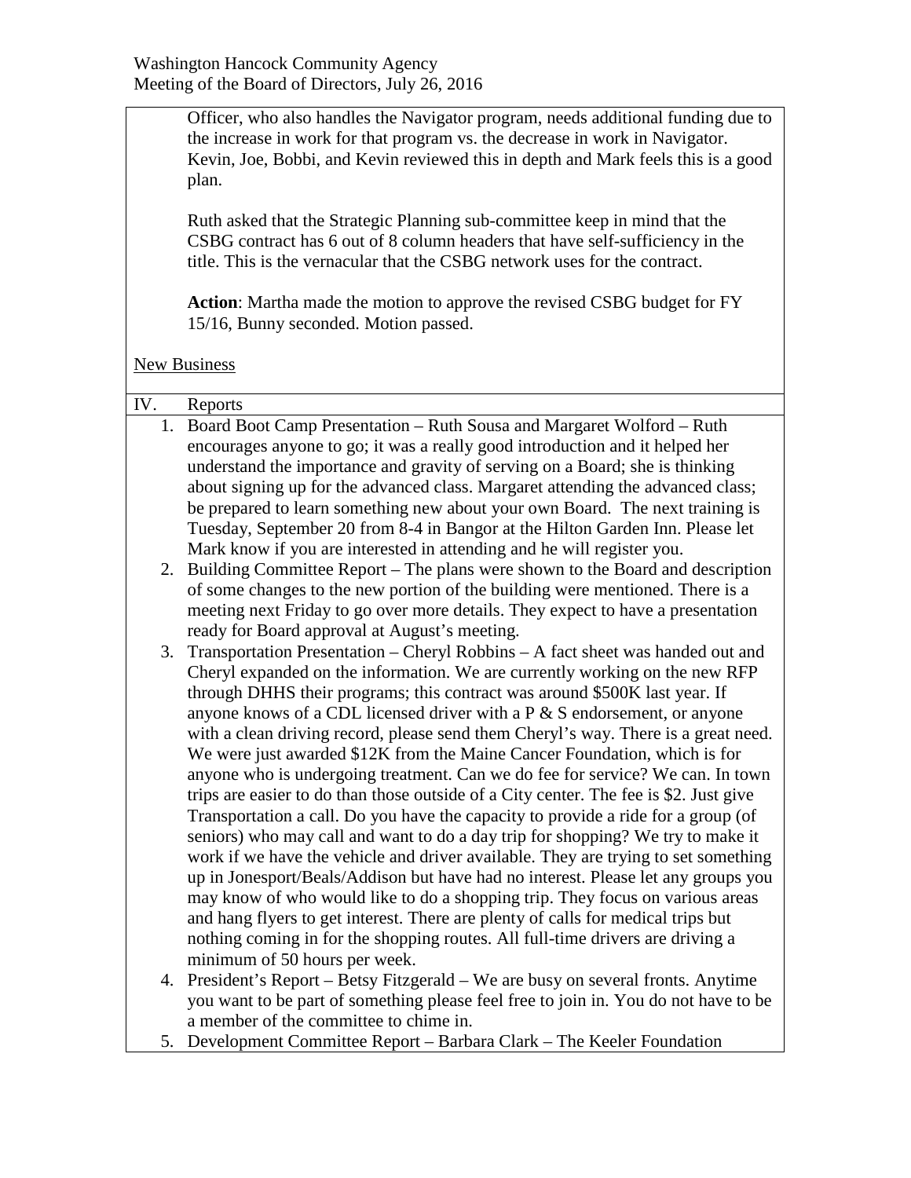Officer, who also handles the Navigator program, needs additional funding due to the increase in work for that program vs. the decrease in work in Navigator. Kevin, Joe, Bobbi, and Kevin reviewed this in depth and Mark feels this is a good plan.

Ruth asked that the Strategic Planning sub-committee keep in mind that the CSBG contract has 6 out of 8 column headers that have self-sufficiency in the title. This is the vernacular that the CSBG network uses for the contract.

**Action**: Martha made the motion to approve the revised CSBG budget for FY 15/16, Bunny seconded. Motion passed.

New Business

IV. Reports

1. Board Boot Camp Presentation – Ruth Sousa and Margaret Wolford – Ruth encourages anyone to go; it was a really good introduction and it helped her understand the importance and gravity of serving on a Board; she is thinking about signing up for the advanced class. Margaret attending the advanced class; be prepared to learn something new about your own Board. The next training is Tuesday, September 20 from 8-4 in Bangor at the Hilton Garden Inn. Please let Mark know if you are interested in attending and he will register you.
2. Building Committee Report – The plans were shown to the Board and description of some changes to the new portion of the building were mentioned. There is a meeting next Friday to go over more details. They expect to have a presentation ready for Board approval at August's meeting.
3. Transportation Presentation – Cheryl Robbins – A fact sheet was handed out and Cheryl expanded on the information. We are currently working on the new RFP through DHHS their programs; this contract was around $500K last year. If anyone knows of a CDL licensed driver with a P & S endorsement, or anyone with a clean driving record, please send them Cheryl's way. There is a great need. We were just awarded $12K from the Maine Cancer Foundation, which is for anyone who is undergoing treatment. Can we do fee for service? We can. In town trips are easier to do than those outside of a City center. The fee is $2. Just give Transportation a call. Do you have the capacity to provide a ride for a group (of seniors) who may call and want to do a day trip for shopping? We try to make it work if we have the vehicle and driver available. They are trying to set something up in Jonesport/Beals/Addison but have had no interest. Please let any groups you may know of who would like to do a shopping trip. They focus on various areas and hang flyers to get interest. There are plenty of calls for medical trips but nothing coming in for the shopping routes. All full-time drivers are driving a minimum of 50 hours per week.
4. President's Report – Betsy Fitzgerald – We are busy on several fronts. Anytime you want to be part of something please feel free to join in. You do not have to be a member of the committee to chime in.
5. Development Committee Report – Barbara Clark – The Keeler Foundation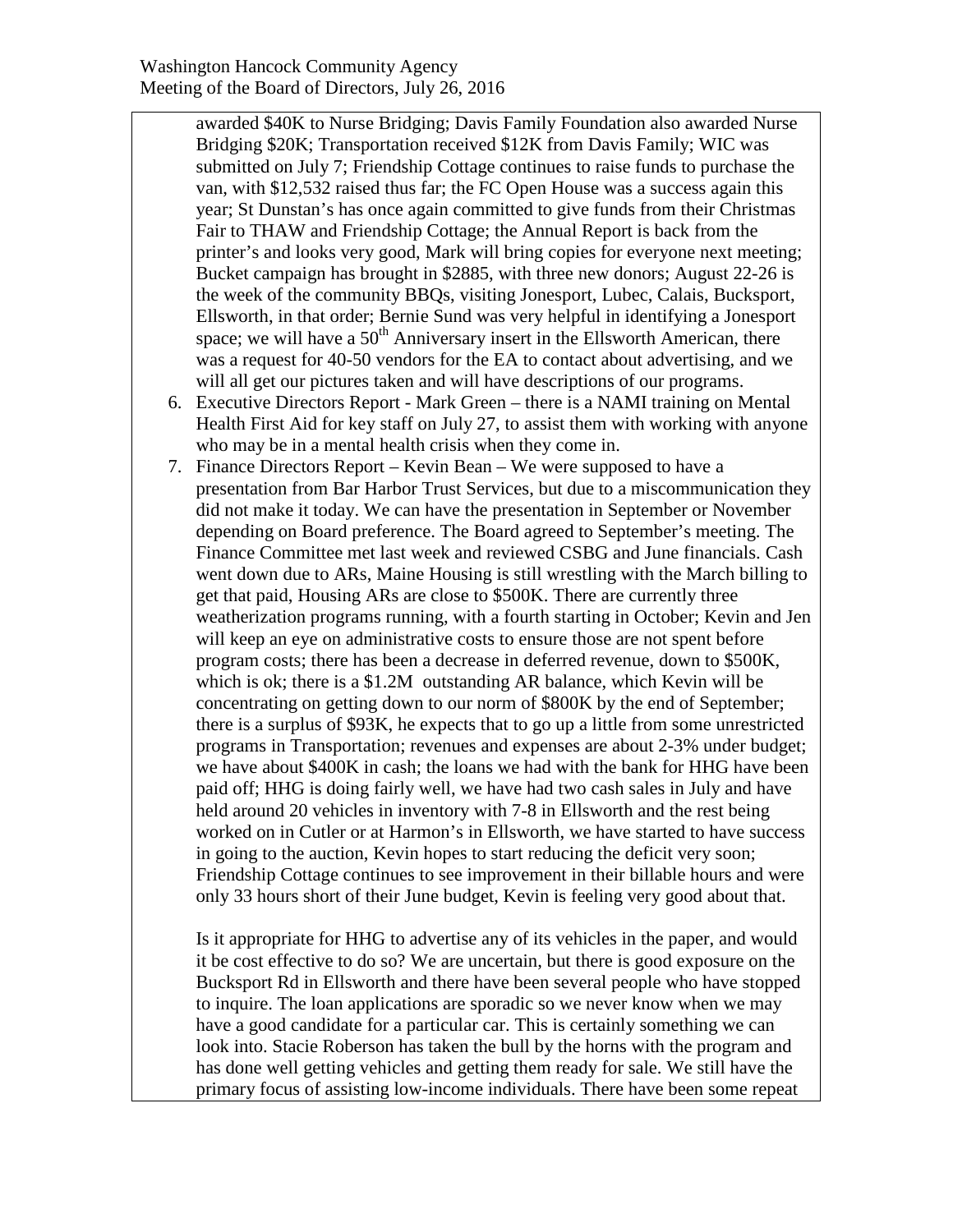awarded $40K to Nurse Bridging; Davis Family Foundation also awarded Nurse Bridging $20K; Transportation received $12K from Davis Family; WIC was submitted on July 7; Friendship Cottage continues to raise funds to purchase the van, with $12,532 raised thus far; the FC Open House was a success again this year; St Dunstan's has once again committed to give funds from their Christmas Fair to THAW and Friendship Cottage; the Annual Report is back from the printer's and looks very good, Mark will bring copies for everyone next meeting; Bucket campaign has brought in $2885, with three new donors; August 22-26 is the week of the community BBQs, visiting Jonesport, Lubec, Calais, Bucksport, Ellsworth, in that order; Bernie Sund was very helpful in identifying a Jonesport space; we will have a 50th Anniversary insert in the Ellsworth American, there was a request for 40-50 vendors for the EA to contact about advertising, and we will all get our pictures taken and will have descriptions of our programs.

6. Executive Directors Report - Mark Green – there is a NAMI training on Mental Health First Aid for key staff on July 27, to assist them with working with anyone who may be in a mental health crisis when they come in.
7. Finance Directors Report – Kevin Bean – We were supposed to have a presentation from Bar Harbor Trust Services, but due to a miscommunication they did not make it today. We can have the presentation in September or November depending on Board preference. The Board agreed to September's meeting. The Finance Committee met last week and reviewed CSBG and June financials. Cash went down due to ARs, Maine Housing is still wrestling with the March billing to get that paid, Housing ARs are close to $500K. There are currently three weatherization programs running, with a fourth starting in October; Kevin and Jen will keep an eye on administrative costs to ensure those are not spent before program costs; there has been a decrease in deferred revenue, down to $500K, which is ok; there is a $1.2M outstanding AR balance, which Kevin will be concentrating on getting down to our norm of $800K by the end of September; there is a surplus of $93K, he expects that to go up a little from some unrestricted programs in Transportation; revenues and expenses are about 2-3% under budget; we have about $400K in cash; the loans we had with the bank for HHG have been paid off; HHG is doing fairly well, we have had two cash sales in July and have held around 20 vehicles in inventory with 7-8 in Ellsworth and the rest being worked on in Cutler or at Harmon's in Ellsworth, we have started to have success in going to the auction, Kevin hopes to start reducing the deficit very soon; Friendship Cottage continues to see improvement in their billable hours and were only 33 hours short of their June budget, Kevin is feeling very good about that.

   Is it appropriate for HHG to advertise any of its vehicles in the paper, and would it be cost effective to do so? We are uncertain, but there is good exposure on the Bucksport Rd in Ellsworth and there have been several people who have stopped to inquire. The loan applications are sporadic so we never know when we may have a good candidate for a particular car. This is certainly something we can look into. Stacie Roberson has taken the bull by the horns with the program and has done well getting vehicles and getting them ready for sale. We still have the primary focus of assisting low-income individuals. There have been some repeat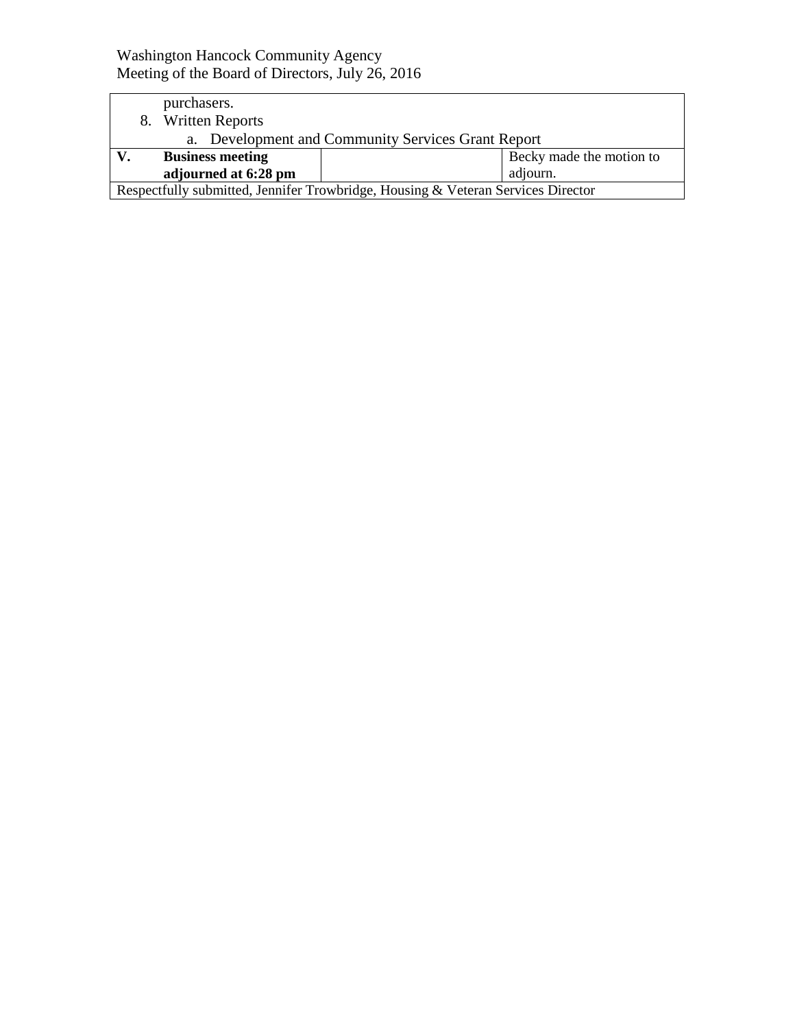| | | | |
|---|---|---|---|
| | purchasers.<br>8. Written Reports<br>a. Development and Community Services Grant Report | | |
| **V.** | **Business meeting adjourned at 6:28 pm** | | Becky made the motion to adjourn. |
| Respectfully submitted, Jennifer Trowbridge, Housing & Veteran Services Director | | | |